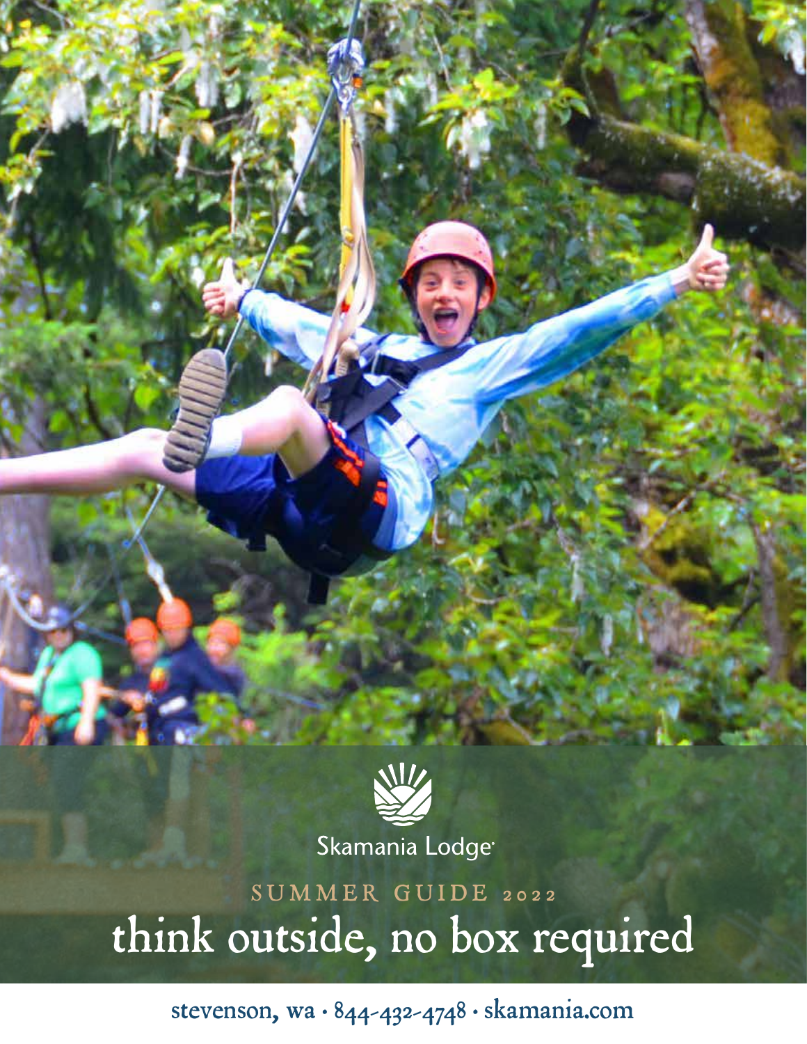Skamania Lodge

SUMMER GUIDE 2022

# think outside, no box required

stevenson, wa • 844-432-4748 • skamania.com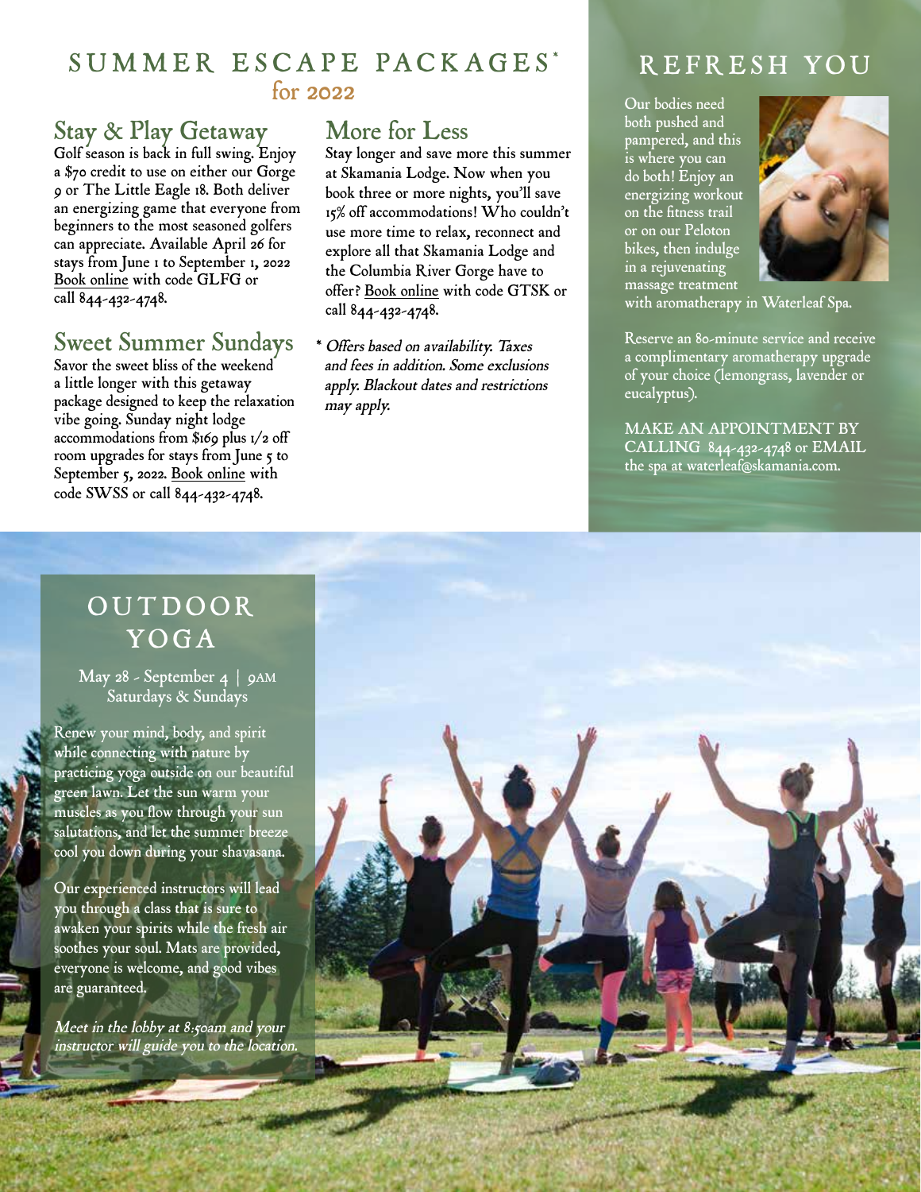# SUMMER ESCAPE PACKAGES* for 2022

## Stay & Play Getaway

Golf season is back in full swing. Enjoy a $70 credit to use on either our Gorge 9 or The Little Eagle 18. Both deliver an energizing game that everyone from beginners to the most seasoned golfers can appreciate. Available April 26 for stays from June 1 to September 1, 2022 Book online with code GLFG or call 844-432-4748.

## Sweet Summer Sundays

Savor the sweet bliss of the weekend a little longer with this getaway package designed to keep the relaxation vibe going. Sunday night lodge accommodations from $169 plus 1/2 off room upgrades for stays from June 5 to September 5, 2022. Book online with code SWSS or call 844-432-4748.

## More for Less

Stay longer and save more this summer at Skamania Lodge. Now when you book three or more nights, you'll save 15% off accommodations! Who couldn't use more time to relax, reconnect and explore all that Skamania Lodge and the Columbia River Gorge have to offer? Book online with code GTSK or call 844-432-4748.

*\* Offers based on availability. Taxes and fees in addition. Some exclusions apply. Blackout dates and restrictions may apply.*

# REFRESH YOU

Our bodies need both pushed and pampered, and this is where you can do both! Enjoy an energizing workout on the fitness trail or on our Peloton bikes, then indulge in a rejuvenating massage treatment with aromatherapy in Waterleaf Spa.

Reserve an 80-minute service and receive a complimentary aromatherapy upgrade of your choice (lemongrass, lavender or eucalyptus).

MAKE AN APPOINTMENT BY CALLING 844-432-4748 or EMAIL the spa at waterleaf@skamania.com.

# OUTDOOR YOGA

May 28 - September 4 | 9AM
Saturdays & Sundays

Renew your mind, body, and spirit while connecting with nature by practicing yoga outside on our beautiful green lawn. Let the sun warm your muscles as you flow through your sun salutations, and let the summer breeze cool you down during your shavasana.

Our experienced instructors will lead you through a class that is sure to awaken your spirits while the fresh air soothes your soul. Mats are provided, everyone is welcome, and good vibes are guaranteed.

*Meet in the lobby at 8:50am and your instructor will guide you to the location.*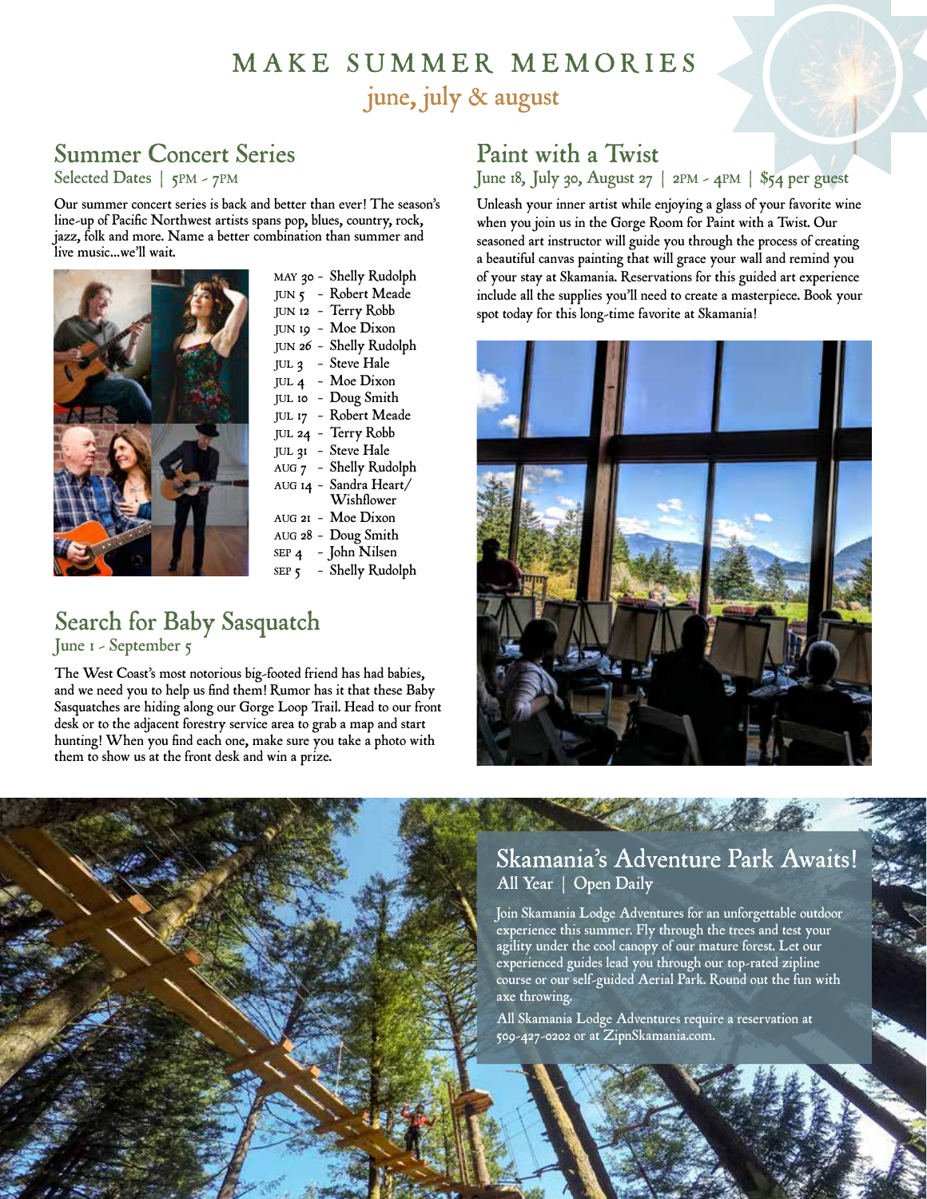# MAKE SUMMER MEMORIES

## june, july & august

## Summer Concert Series

Selected Dates | 5PM - 7PM

Our summer concert series is back and better than ever! The season's line-up of Pacific Northwest artists spans pop, blues, country, rock, jazz, folk and more. Name a better combination than summer and live music...we'll wait.

- MAY 30 - Shelly Rudolph
- JUN 5 - Robert Meade
- JUN 12 - Terry Robb
- JUN 19 - Moe Dixon
- JUN 26 - Shelly Rudolph
- JUL 3 - Steve Hale
- JUL 4 - Moe Dixon
- JUL 10 - Doug Smith
- JUL 17 - Robert Meade
- JUL 24 - Terry Robb
- JUL 31 - Steve Hale
- AUG 7 - Shelly Rudolph
- AUG 14 - Sandra Heart/ Wishflower
- AUG 21 - Moe Dixon
- AUG 28 - Doug Smith
- SEP 4 - John Nilsen
- SEP 5 - Shelly Rudolph

## Search for Baby Sasquatch

June 1 - September 5

The West Coast's most notorious big-footed friend has had babies, and we need you to help us find them! Rumor has it that these Baby Sasquatches are hiding along our Gorge Loop Trail. Head to our front desk or to the adjacent forestry service area to grab a map and start hunting! When you find each one, make sure you take a photo with them to show us at the front desk and win a prize.

## Paint with a Twist

June 18, July 30, August 27 | 2PM - 4PM | $54 per guest

Unleash your inner artist while enjoying a glass of your favorite wine when you join us in the Gorge Room for Paint with a Twist. Our seasoned art instructor will guide you through the process of creating a beautiful canvas painting that will grace your wall and remind you of your stay at Skamania. Reservations for this guided art experience include all the supplies you'll need to create a masterpiece. Book your spot today for this long-time favorite at Skamania!

## Skamania's Adventure Park Awaits!

All Year | Open Daily

Join Skamania Lodge Adventures for an unforgettable outdoor experience this summer. Fly through the trees and test your agility under the cool canopy of our mature forest. Let our experienced guides lead you through our top-rated zipline course or our self-guided Aerial Park. Round out the fun with axe throwing.

All Skamania Lodge Adventures require a reservation at 509-427-0202 or at ZipnSkamania.com.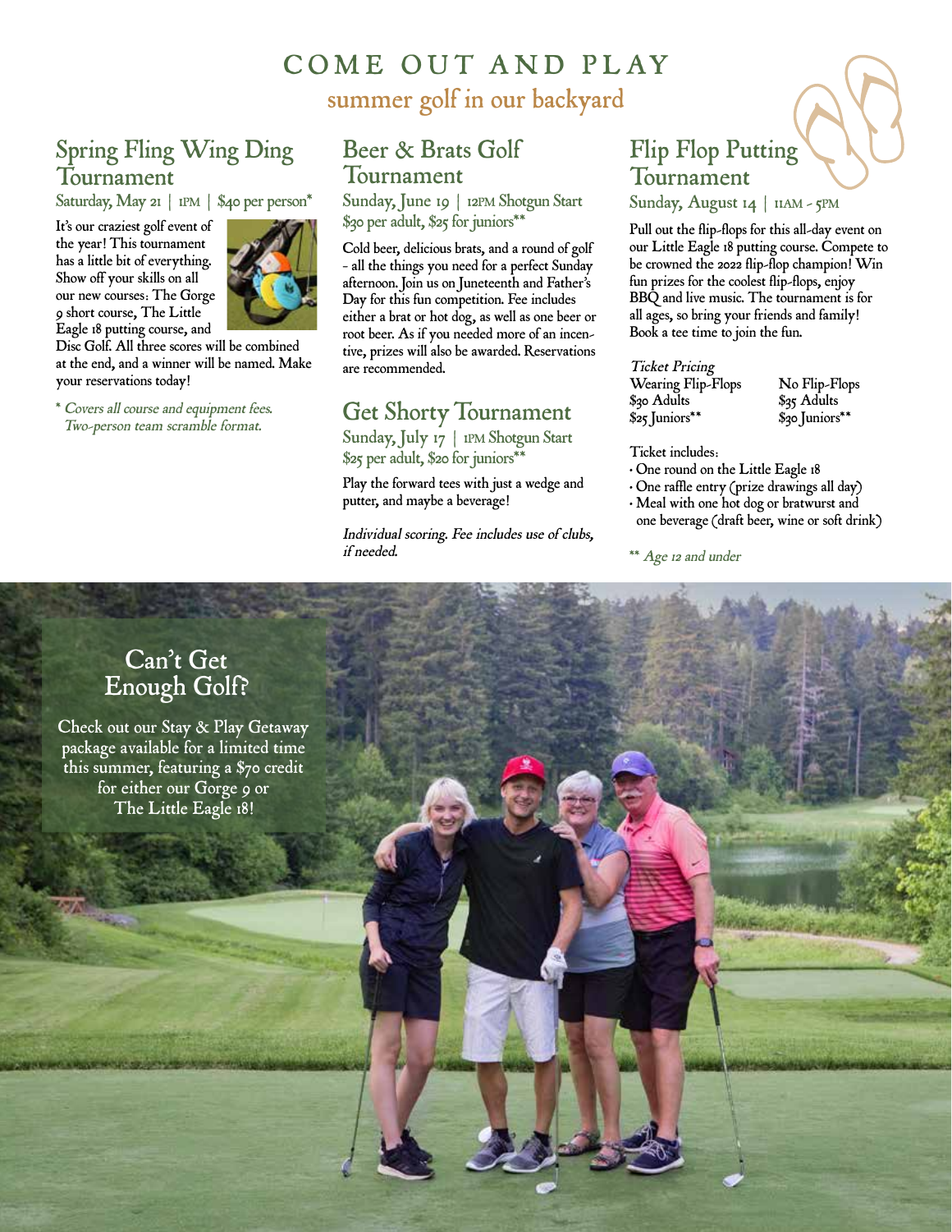# COME OUT AND PLAY

## summer golf in our backyard

### Spring Fling Wing Ding Tournament

Saturday, May 21 | 1PM | $40 per person*

It's our craziest golf event of the year! This tournament has a little bit of everything. Show off your skills on all our new courses: The Gorge 9 short course, The Little Eagle 18 putting course, and Disc Golf. All three scores will be combined at the end, and a winner will be named. Make your reservations today!

*\* Covers all course and equipment fees. Two-person team scramble format.*

### Beer & Brats Golf Tournament

Sunday, June 19 | 12PM Shotgun Start
$30 per adult, $25 for juniors**

Cold beer, delicious brats, and a round of golf - all the things you need for a perfect Sunday afternoon. Join us on Juneteenth and Father's Day for this fun competition. Fee includes either a brat or hot dog, as well as one beer or root beer. As if you needed more of an incentive, prizes will also be awarded. Reservations are recommended.

### Get Shorty Tournament

Sunday, July 17 | 1PM Shotgun Start
$25 per adult, $20 for juniors**

Play the forward tees with just a wedge and putter, and maybe a beverage!

*Individual scoring. Fee includes use of clubs, if needed.*

### Flip Flop Putting Tournament

Sunday, August 14 | 11AM - 5PM

Pull out the flip-flops for this all-day event on our Little Eagle 18 putting course. Compete to be crowned the 2022 flip-flop champion! Win fun prizes for the coolest flip-flops, enjoy BBQ and live music. The tournament is for all ages, so bring your friends and family! Book a tee time to join the fun.

*Ticket Pricing*

| Wearing Flip-Flops | No Flip-Flops |
|---|---|
| $30 Adults | $35 Adults |
| $25 Juniors** | $30 Juniors** |

Ticket includes:

- One round on the Little Eagle 18
- One raffle entry (prize drawings all day)
- Meal with one hot dog or bratwurst and one beverage (draft beer, wine or soft drink)

*\*\* Age 12 and under*

### Can't Get Enough Golf?

Check out our Stay & Play Getaway package available for a limited time this summer, featuring a $70 credit for either our Gorge 9 or The Little Eagle 18!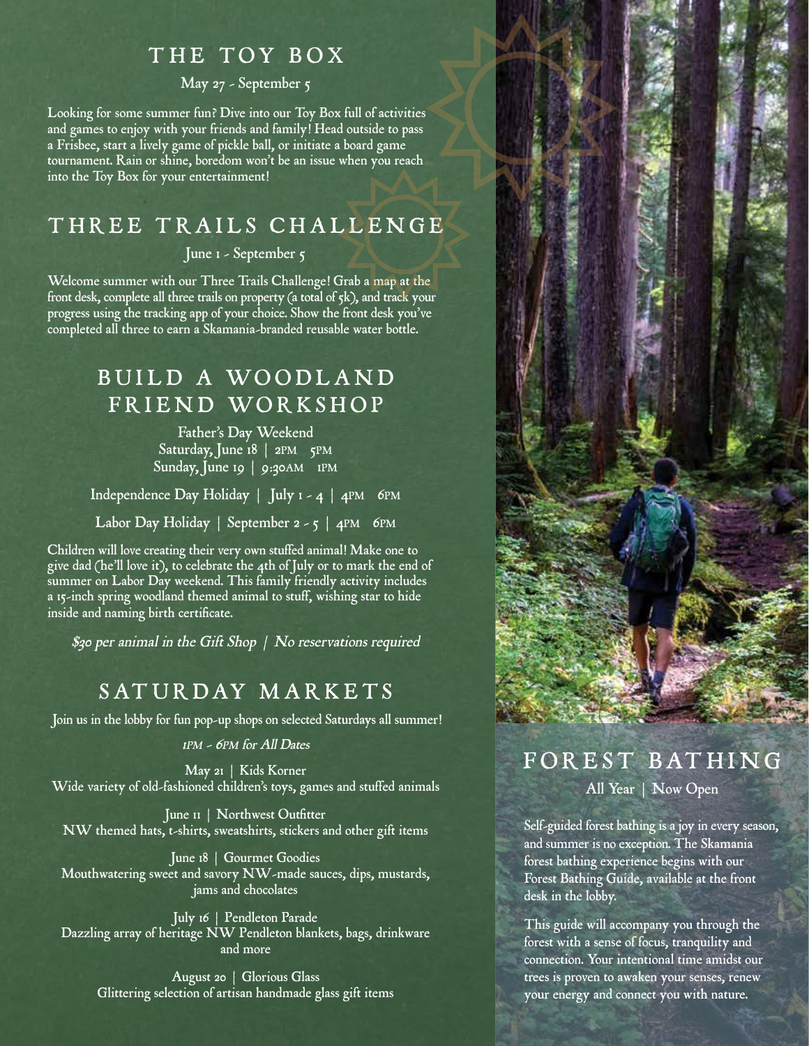## THE TOY BOX

May 27 - September 5

Looking for some summer fun? Dive into our Toy Box full of activities and games to enjoy with your friends and family! Head outside to pass a Frisbee, start a lively game of pickle ball, or initiate a board game tournament. Rain or shine, boredom won't be an issue when you reach into the Toy Box for your entertainment!

## THREE TRAILS CHALLENGE

June 1 - September 5

Welcome summer with our Three Trails Challenge! Grab a map at the front desk, complete all three trails on property (a total of 5k), and track your progress using the tracking app of your choice. Show the front desk you've completed all three to earn a Skamania-branded reusable water bottle.

## BUILD A WOODLAND FRIEND WORKSHOP

Father's Day Weekend
Saturday, June 18 | 2PM 5PM
Sunday, June 19 | 9:30AM 1PM

Independence Day Holiday | July 1 - 4 | 4PM 6PM

Labor Day Holiday | September 2 - 5 | 4PM 6PM

Children will love creating their very own stuffed animal! Make one to give dad (he'll love it), to celebrate the 4th of July or to mark the end of summer on Labor Day weekend. This family friendly activity includes a 15-inch spring woodland themed animal to stuff, wishing star to hide inside and naming birth certificate.

*$30 per animal in the Gift Shop | No reservations required*

## SATURDAY MARKETS

Join us in the lobby for fun pop-up shops on selected Saturdays all summer!

*1PM - 6PM for All Dates*

May 21 | Kids Korner
Wide variety of old-fashioned children's toys, games and stuffed animals

June 11 | Northwest Outfitter
NW themed hats, t-shirts, sweatshirts, stickers and other gift items

June 18 | Gourmet Goodies
Mouthwatering sweet and savory NW-made sauces, dips, mustards, jams and chocolates

July 16 | Pendleton Parade
Dazzling array of heritage NW Pendleton blankets, bags, drinkware and more

August 20 | Glorious Glass
Glittering selection of artisan handmade glass gift items

## FOREST BATHING

All Year | Now Open

Self-guided forest bathing is a joy in every season, and summer is no exception. The Skamania forest bathing experience begins with our Forest Bathing Guide, available at the front desk in the lobby.

This guide will accompany you through the forest with a sense of focus, tranquility and connection. Your intentional time amidst our trees is proven to awaken your senses, renew your energy and connect you with nature.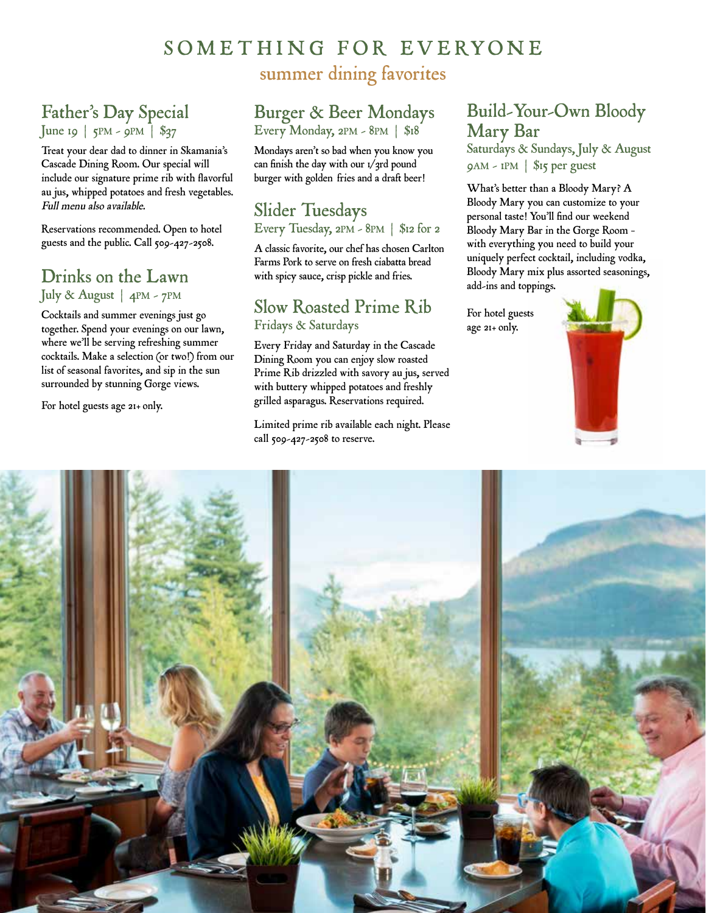# SOMETHING FOR EVERYONE

## summer dining favorites

### Father's Day Special

June 19 | 5PM - 9PM | $37

Treat your dear dad to dinner in Skamania's Cascade Dining Room. Our special will include our signature prime rib with flavorful au jus, whipped potatoes and fresh vegetables. *Full menu also available.*

Reservations recommended. Open to hotel guests and the public. Call 509-427-2508.

### Drinks on the Lawn

July & August | 4PM - 7PM

Cocktails and summer evenings just go together. Spend your evenings on our lawn, where we'll be serving refreshing summer cocktails. Make a selection (or two!) from our list of seasonal favorites, and sip in the sun surrounded by stunning Gorge views.

For hotel guests age 21+ only.

### Burger & Beer Mondays

Every Monday, 2PM - 8PM | $18

Mondays aren't so bad when you know you can finish the day with our 1/3rd pound burger with golden fries and a draft beer!

### Slider Tuesdays

Every Tuesday, 2PM - 8PM | $12 for 2

A classic favorite, our chef has chosen Carlton Farms Pork to serve on fresh ciabatta bread with spicy sauce, crisp pickle and fries.

### Slow Roasted Prime Rib

Fridays & Saturdays

Every Friday and Saturday in the Cascade Dining Room you can enjoy slow roasted Prime Rib drizzled with savory au jus, served with buttery whipped potatoes and freshly grilled asparagus. Reservations required.

Limited prime rib available each night. Please call 509-427-2508 to reserve.

### Build-Your-Own Bloody Mary Bar

Saturdays & Sundays, July & August
9AM - 1PM | $15 per guest

What's better than a Bloody Mary? A Bloody Mary you can customize to your personal taste! You'll find our weekend Bloody Mary Bar in the Gorge Room - with everything you need to build your uniquely perfect cocktail, including vodka, Bloody Mary mix plus assorted seasonings, add-ins and toppings.

For hotel guests age 21+ only.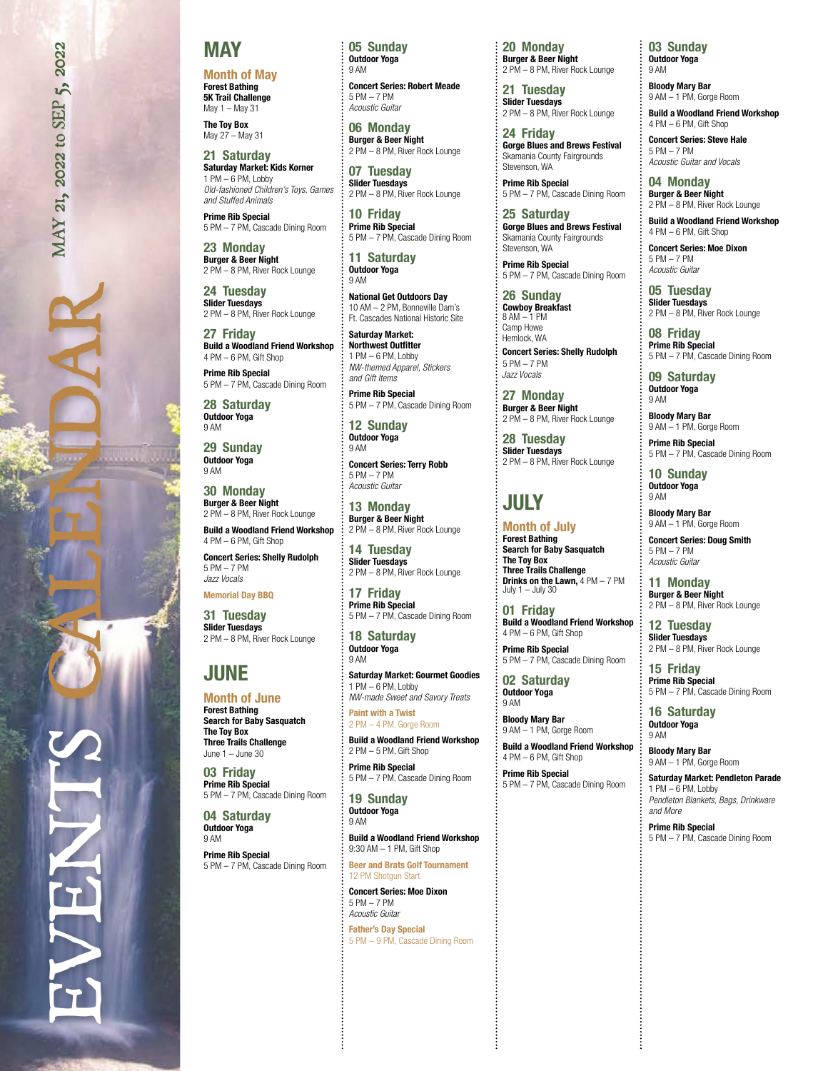# EVENTS CALENDAR

MAY 21, 2022 to SEP 5, 2022

## MAY

### Month of May

**Forest Bathing**
**5K Trail Challenge**
May 1 – May 31

**The Toy Box**
May 27 – May 31

### 21 Saturday

**Saturday Market: Kids Korner**
1 PM – 6 PM, Lobby
*Old-fashioned Children's Toys, Games and Stuffed Animals*

**Prime Rib Special**
5 PM – 7 PM, Cascade Dining Room

### 23 Monday

**Burger & Beer Night**
2 PM – 8 PM, River Rock Lounge

### 24 Tuesday

**Slider Tuesdays**
2 PM – 8 PM, River Rock Lounge

### 27 Friday

**Build a Woodland Friend Workshop**
4 PM – 6 PM, Gift Shop

**Prime Rib Special**
5 PM – 7 PM, Cascade Dining Room

### 28 Saturday

**Outdoor Yoga**
9 AM

### 29 Sunday

**Outdoor Yoga**
9 AM

### 30 Monday

**Burger & Beer Night**
2 PM – 8 PM, River Rock Lounge

**Build a Woodland Friend Workshop**
4 PM – 6 PM, Gift Shop

**Concert Series: Shelly Rudolph**
5 PM – 7 PM
*Jazz Vocals*

**Memorial Day BBQ**

### 31 Tuesday

**Slider Tuesdays**
2 PM – 8 PM, River Rock Lounge

## JUNE

### Month of June

**Forest Bathing**
**Search for Baby Sasquatch**
**The Toy Box**
**Three Trails Challenge**
June 1 – June 30

### 03 Friday

**Prime Rib Special**
5 PM – 7 PM, Cascade Dining Room

### 04 Saturday

**Outdoor Yoga**
9 AM

**Prime Rib Special**
5 PM – 7 PM, Cascade Dining Room

### 05 Sunday

**Outdoor Yoga**
9 AM

**Concert Series: Robert Meade**
5 PM – 7 PM
*Acoustic Guitar*

### 06 Monday

**Burger & Beer Night**
2 PM – 8 PM, River Rock Lounge

### 07 Tuesday

**Slider Tuesdays**
2 PM – 8 PM, River Rock Lounge

### 10 Friday

**Prime Rib Special**
5 PM – 7 PM, Cascade Dining Room

### 11 Saturday

**Outdoor Yoga**
9 AM

**National Get Outdoors Day**
10 AM – 2 PM, Bonneville Dam's Ft. Cascades National Historic Site

**Saturday Market: Northwest Outfitter**
1 PM – 6 PM, Lobby
*NW-themed Apparel, Stickers and Gift Items*

**Prime Rib Special**
5 PM – 7 PM, Cascade Dining Room

### 12 Sunday

**Outdoor Yoga**
9 AM

**Concert Series: Terry Robb**
5 PM – 7 PM
*Acoustic Guitar*

### 13 Monday

**Burger & Beer Night**
2 PM – 8 PM, River Rock Lounge

### 14 Tuesday

**Slider Tuesdays**
2 PM – 8 PM, River Rock Lounge

### 17 Friday

**Prime Rib Special**
5 PM – 7 PM, Cascade Dining Room

### 18 Saturday

**Outdoor Yoga**
9 AM

**Saturday Market: Gourmet Goodies**
1 PM – 6 PM, Lobby
*NW-made Sweet and Savory Treats*

**Paint with a Twist**
2 PM – 4 PM, Gorge Room

**Build a Woodland Friend Workshop**
2 PM – 5 PM, Gift Shop

**Prime Rib Special**
5 PM – 7 PM, Cascade Dining Room

### 19 Sunday

**Outdoor Yoga**
9 AM

**Build a Woodland Friend Workshop**
9:30 AM – 1 PM, Gift Shop

**Beer and Brats Golf Tournament**
12 PM Shotgun Start

**Concert Series: Moe Dixon**
5 PM – 7 PM
*Acoustic Guitar*

**Father's Day Special**
5 PM – 9 PM, Cascade Dining Room

### 20 Monday

**Burger & Beer Night**
2 PM – 8 PM, River Rock Lounge

### 21 Tuesday

**Slider Tuesdays**
2 PM – 8 PM, River Rock Lounge

### 24 Friday

**Gorge Blues and Brews Festival**
Skamania County Fairgrounds
Stevenson, WA

**Prime Rib Special**
5 PM – 7 PM, Cascade Dining Room

### 25 Saturday

**Gorge Blues and Brews Festival**
Skamania County Fairgrounds
Stevenson, WA

**Prime Rib Special**
5 PM – 7 PM, Cascade Dining Room

### 26 Sunday

**Cowboy Breakfast**
8 AM – 1 PM
Camp Howe
Hemlock, WA

**Concert Series: Shelly Rudolph**
5 PM – 7 PM
*Jazz Vocals*

### 27 Monday

**Burger & Beer Night**
2 PM – 8 PM, River Rock Lounge

### 28 Tuesday

**Slider Tuesdays**
2 PM – 8 PM, River Rock Lounge

## JULY

### Month of July

**Forest Bathing**
**Search for Baby Sasquatch**
**The Toy Box**
**Three Trails Challenge**
**Drinks on the Lawn,** 4 PM – 7 PM
July 1 – July 30

### 01 Friday

**Build a Woodland Friend Workshop**
4 PM – 6 PM, Gift Shop

**Prime Rib Special**
5 PM – 7 PM, Cascade Dining Room

### 02 Saturday

**Outdoor Yoga**
9 AM

**Bloody Mary Bar**
9 AM – 1 PM, Gorge Room

**Build a Woodland Friend Workshop**
4 PM – 6 PM, Gift Shop

**Prime Rib Special**
5 PM – 7 PM, Cascade Dining Room

### 03 Sunday

**Outdoor Yoga**
9 AM

**Bloody Mary Bar**
9 AM – 1 PM, Gorge Room

**Build a Woodland Friend Workshop**
4 PM – 6 PM, Gift Shop

**Concert Series: Steve Hale**
5 PM – 7 PM
*Acoustic Guitar and Vocals*

### 04 Monday

**Burger & Beer Night**
2 PM – 8 PM, River Rock Lounge

**Build a Woodland Friend Workshop**
4 PM – 6 PM, Gift Shop

**Concert Series: Moe Dixon**
5 PM – 7 PM
*Acoustic Guitar*

### 05 Tuesday

**Slider Tuesdays**
2 PM – 8 PM, River Rock Lounge

### 08 Friday

**Prime Rib Special**
5 PM – 7 PM, Cascade Dining Room

### 09 Saturday

**Outdoor Yoga**
9 AM

**Bloody Mary Bar**
9 AM – 1 PM, Gorge Room

**Prime Rib Special**
5 PM – 7 PM, Cascade Dining Room

### 10 Sunday

**Outdoor Yoga**
9 AM

**Bloody Mary Bar**
9 AM – 1 PM, Gorge Room

**Concert Series: Doug Smith**
5 PM – 7 PM
*Acoustic Guitar*

### 11 Monday

**Burger & Beer Night**
2 PM – 8 PM, River Rock Lounge

### 12 Tuesday

**Slider Tuesdays**
2 PM – 8 PM, River Rock Lounge

### 15 Friday

**Prime Rib Special**
5 PM – 7 PM, Cascade Dining Room

### 16 Saturday

**Outdoor Yoga**
9 AM

**Bloody Mary Bar**
9 AM – 1 PM, Gorge Room

**Saturday Market: Pendleton Parade**
1 PM – 6 PM, Lobby
*Pendleton Blankets, Bags, Drinkware and More*

**Prime Rib Special**
5 PM – 7 PM, Cascade Dining Room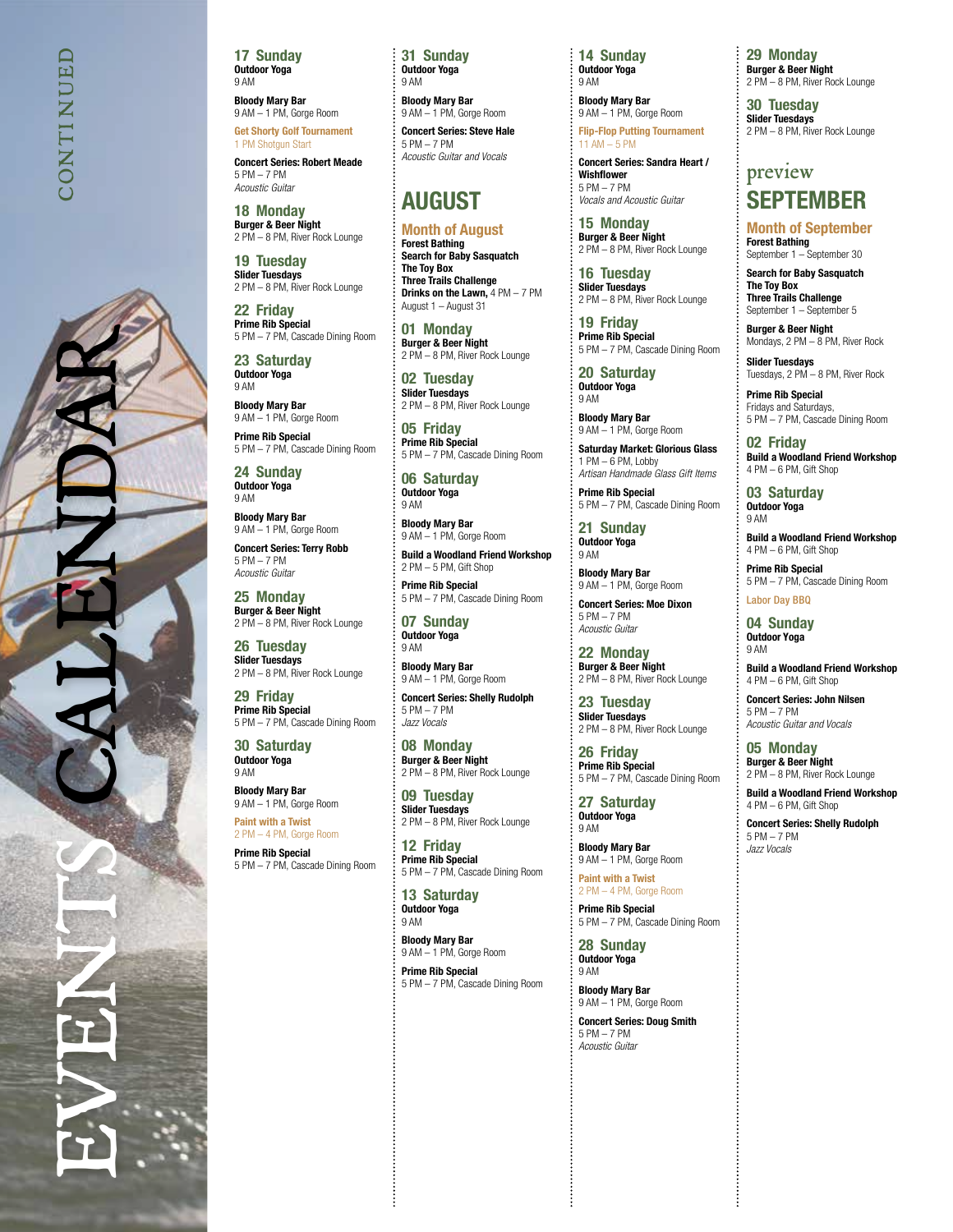# EVENTS CALENDAR CONTINUED

### 17 Sunday
**Outdoor Yoga**
9 AM

**Bloody Mary Bar**
9 AM – 1 PM, Gorge Room

**Get Shorty Golf Tournament**
1 PM Shotgun Start

**Concert Series: Robert Meade**
5 PM – 7 PM
*Acoustic Guitar*

### 18 Monday
**Burger & Beer Night**
2 PM – 8 PM, River Rock Lounge

### 19 Tuesday
**Slider Tuesdays**
2 PM – 8 PM, River Rock Lounge

### 22 Friday
**Prime Rib Special**
5 PM – 7 PM, Cascade Dining Room

### 23 Saturday
**Outdoor Yoga**
9 AM

**Bloody Mary Bar**
9 AM – 1 PM, Gorge Room

**Prime Rib Special**
5 PM – 7 PM, Cascade Dining Room

### 24 Sunday
**Outdoor Yoga**
9 AM

**Bloody Mary Bar**
9 AM – 1 PM, Gorge Room

**Concert Series: Terry Robb**
5 PM – 7 PM
*Acoustic Guitar*

### 25 Monday
**Burger & Beer Night**
2 PM – 8 PM, River Rock Lounge

### 26 Tuesday
**Slider Tuesdays**
2 PM – 8 PM, River Rock Lounge

### 29 Friday
**Prime Rib Special**
5 PM – 7 PM, Cascade Dining Room

### 30 Saturday
**Outdoor Yoga**
9 AM

**Bloody Mary Bar**
9 AM – 1 PM, Gorge Room

**Paint with a Twist**
2 PM – 4 PM, Gorge Room

**Prime Rib Special**
5 PM – 7 PM, Cascade Dining Room

### 31 Sunday
**Outdoor Yoga**
9 AM

**Bloody Mary Bar**
9 AM – 1 PM, Gorge Room

**Concert Series: Steve Hale**
5 PM – 7 PM
*Acoustic Guitar and Vocals*

## AUGUST

### Month of August
**Forest Bathing**
**Search for Baby Sasquatch**
**The Toy Box**
**Three Trails Challenge**
**Drinks on the Lawn,** 4 PM – 7 PM
August 1 – August 31

### 01 Monday
**Burger & Beer Night**
2 PM – 8 PM, River Rock Lounge

### 02 Tuesday
**Slider Tuesdays**
2 PM – 8 PM, River Rock Lounge

### 05 Friday
**Prime Rib Special**
5 PM – 7 PM, Cascade Dining Room

### 06 Saturday
**Outdoor Yoga**
9 AM

**Bloody Mary Bar**
9 AM – 1 PM, Gorge Room

**Build a Woodland Friend Workshop**
2 PM – 5 PM, Gift Shop

**Prime Rib Special**
5 PM – 7 PM, Cascade Dining Room

### 07 Sunday
**Outdoor Yoga**
9 AM

**Bloody Mary Bar**
9 AM – 1 PM, Gorge Room

**Concert Series: Shelly Rudolph**
5 PM – 7 PM
*Jazz Vocals*

### 08 Monday
**Burger & Beer Night**
2 PM – 8 PM, River Rock Lounge

### 09 Tuesday
**Slider Tuesdays**
2 PM – 8 PM, River Rock Lounge

### 12 Friday
**Prime Rib Special**
5 PM – 7 PM, Cascade Dining Room

### 13 Saturday
**Outdoor Yoga**
9 AM

**Bloody Mary Bar**
9 AM – 1 PM, Gorge Room

**Prime Rib Special**
5 PM – 7 PM, Cascade Dining Room

### 14 Sunday
**Outdoor Yoga**
9 AM

**Bloody Mary Bar**
9 AM – 1 PM, Gorge Room

**Flip-Flop Putting Tournament**
11 AM – 5 PM

**Concert Series: Sandra Heart / Wishflower**
5 PM – 7 PM
*Vocals and Acoustic Guitar*

### 15 Monday
**Burger & Beer Night**
2 PM – 8 PM, River Rock Lounge

### 16 Tuesday
**Slider Tuesdays**
2 PM – 8 PM, River Rock Lounge

### 19 Friday
**Prime Rib Special**
5 PM – 7 PM, Cascade Dining Room

### 20 Saturday
**Outdoor Yoga**
9 AM

**Bloody Mary Bar**
9 AM – 1 PM, Gorge Room

**Saturday Market: Glorious Glass**
1 PM – 6 PM, Lobby
*Artisan Handmade Glass Gift Items*

**Prime Rib Special**
5 PM – 7 PM, Cascade Dining Room

### 21 Sunday
**Outdoor Yoga**
9 AM

**Bloody Mary Bar**
9 AM – 1 PM, Gorge Room

**Concert Series: Moe Dixon**
5 PM – 7 PM
*Acoustic Guitar*

### 22 Monday
**Burger & Beer Night**
2 PM – 8 PM, River Rock Lounge

### 23 Tuesday
**Slider Tuesdays**
2 PM – 8 PM, River Rock Lounge

### 26 Friday
**Prime Rib Special**
5 PM – 7 PM, Cascade Dining Room

### 27 Saturday
**Outdoor Yoga**
9 AM

**Bloody Mary Bar**
9 AM – 1 PM, Gorge Room

**Paint with a Twist**
2 PM – 4 PM, Gorge Room

**Prime Rib Special**
5 PM – 7 PM, Cascade Dining Room

### 28 Sunday
**Outdoor Yoga**
9 AM

**Bloody Mary Bar**
9 AM – 1 PM, Gorge Room

**Concert Series: Doug Smith**
5 PM – 7 PM
*Acoustic Guitar*

### 29 Monday
**Burger & Beer Night**
2 PM – 8 PM, River Rock Lounge

### 30 Tuesday
**Slider Tuesdays**
2 PM – 8 PM, River Rock Lounge

## preview SEPTEMBER

### Month of September
**Forest Bathing**
September 1 – September 30

**Search for Baby Sasquatch**
**The Toy Box**
**Three Trails Challenge**
September 1 – September 5

**Burger & Beer Night**
Mondays, 2 PM – 8 PM, River Rock

**Slider Tuesdays**
Tuesdays, 2 PM – 8 PM, River Rock

**Prime Rib Special**
Fridays and Saturdays,
5 PM – 7 PM, Cascade Dining Room

### 02 Friday
**Build a Woodland Friend Workshop**
4 PM – 6 PM, Gift Shop

### 03 Saturday
**Outdoor Yoga**
9 AM

**Build a Woodland Friend Workshop**
4 PM – 6 PM, Gift Shop

**Prime Rib Special**
5 PM – 7 PM, Cascade Dining Room

**Labor Day BBQ**

### 04 Sunday
**Outdoor Yoga**
9 AM

**Build a Woodland Friend Workshop**
4 PM – 6 PM, Gift Shop

**Concert Series: John Nilsen**
5 PM – 7 PM
*Acoustic Guitar and Vocals*

### 05 Monday
**Burger & Beer Night**
2 PM – 8 PM, River Rock Lounge

**Build a Woodland Friend Workshop**
4 PM – 6 PM, Gift Shop

**Concert Series: Shelly Rudolph**
5 PM – 7 PM
*Jazz Vocals*